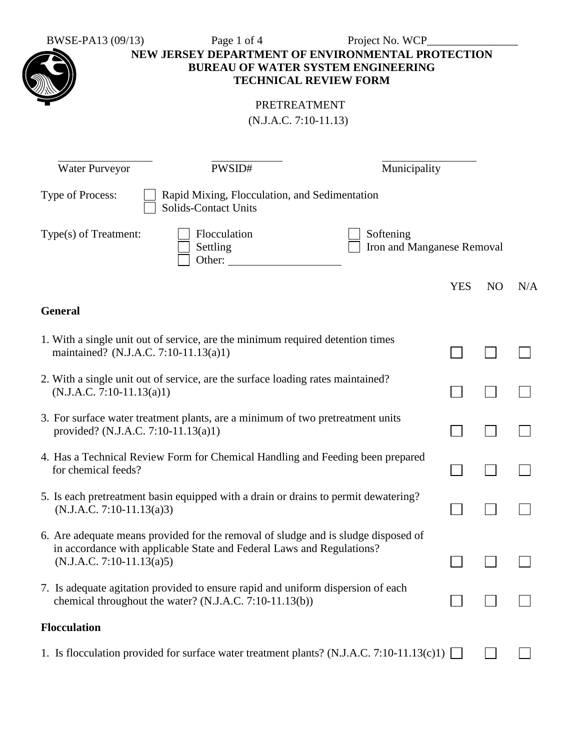BWSE-PA13 (09/13)

Project No. WCP________________

**NEW JERSEY DEPARTMENT OF ENVIRONMENTAL PROTECTION**
**BUREAU OF WATER SYSTEM ENGINEERING**
**TECHNICAL REVIEW FORM**

PRETREATMENT
(N.J.A.C. 7:10-11.13)

| ________________ | ____________ | ________________ |
|---|---|---|
| Water Purveyor | PWSID# | Municipality |

Type of Process:
- ☐ Rapid Mixing, Flocculation, and Sedimentation
- ☐ Solids-Contact Units

Type(s) of Treatment:
- ☐ Flocculation
- ☐ Settling
- ☐ Other: ____________________
- ☐ Softening
- ☐ Iron and Manganese Removal

| | YES | NO | N/A |
|---|---|---|---|
| **General** | | | |
| 1. With a single unit out of service, are the minimum required detention times maintained? (N.J.A.C. 7:10-11.13(a)1) | ☐ | ☐ | ☐ |
| 2. With a single unit out of service, are the surface loading rates maintained? (N.J.A.C. 7:10-11.13(a)1) | ☐ | ☐ | ☐ |
| 3. For surface water treatment plants, are a minimum of two pretreatment units provided? (N.J.A.C. 7:10-11.13(a)1) | ☐ | ☐ | ☐ |
| 4. Has a Technical Review Form for Chemical Handling and Feeding been prepared for chemical feeds? | ☐ | ☐ | ☐ |
| 5. Is each pretreatment basin equipped with a drain or drains to permit dewatering? (N.J.A.C. 7:10-11.13(a)3) | ☐ | ☐ | ☐ |
| 6. Are adequate means provided for the removal of sludge and is sludge disposed of in accordance with applicable State and Federal Laws and Regulations? (N.J.A.C. 7:10-11.13(a)5) | ☐ | ☐ | ☐ |
| 7. Is adequate agitation provided to ensure rapid and uniform dispersion of each chemical throughout the water? (N.J.A.C. 7:10-11.13(b)) | ☐ | ☐ | ☐ |
| **Flocculation** | | | |
| 1. Is flocculation provided for surface water treatment plants? (N.J.A.C. 7:10-11.13(c)1) | ☐ | ☐ | ☐ |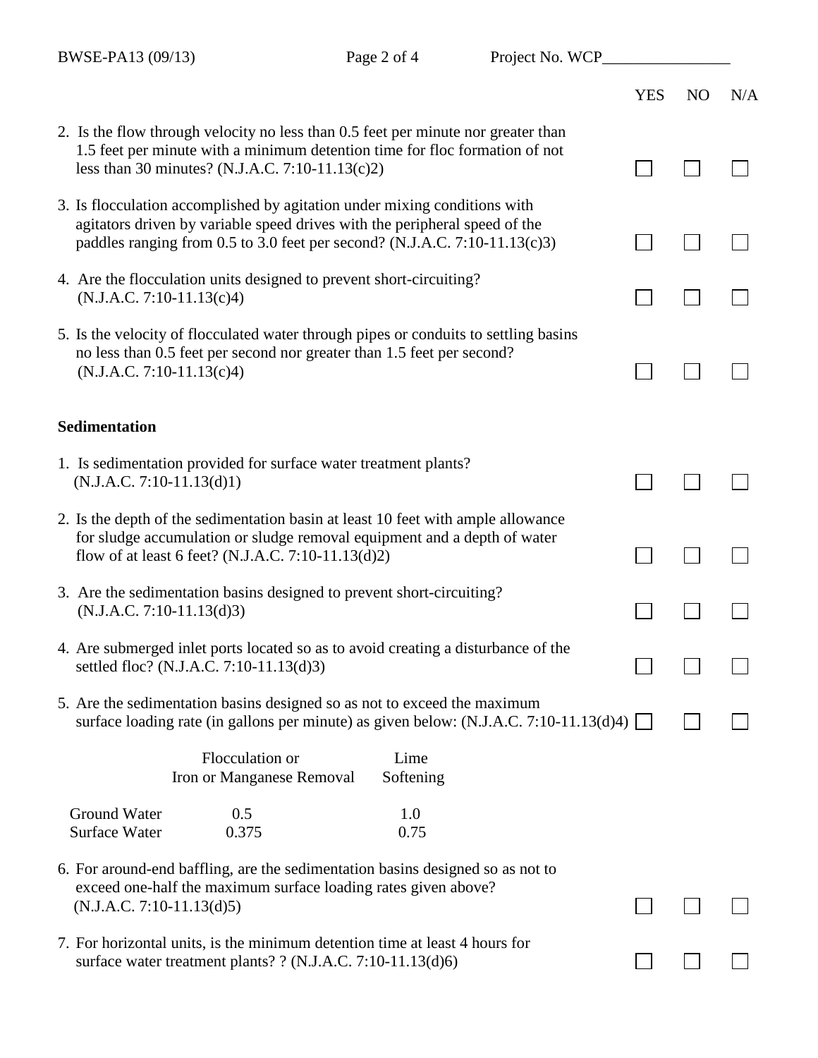| | YES | NO | N/A |
|---|---|---|---|
| 2. Is the flow through velocity no less than 0.5 feet per minute nor greater than 1.5 feet per minute with a minimum detention time for floc formation of not less than 30 minutes? (N.J.A.C. 7:10-11.13(c)2) | ☐ | ☐ | ☐ |
| 3. Is flocculation accomplished by agitation under mixing conditions with agitators driven by variable speed drives with the peripheral speed of the paddles ranging from 0.5 to 3.0 feet per second? (N.J.A.C. 7:10-11.13(c)3) | ☐ | ☐ | ☐ |
| 4. Are the flocculation units designed to prevent short-circuiting? (N.J.A.C. 7:10-11.13(c)4) | ☐ | ☐ | ☐ |
| 5. Is the velocity of flocculated water through pipes or conduits to settling basins no less than 0.5 feet per second nor greater than 1.5 feet per second? (N.J.A.C. 7:10-11.13(c)4) | ☐ | ☐ | ☐ |

**Sedimentation**

| | YES | NO | N/A |
|---|---|---|---|
| 1. Is sedimentation provided for surface water treatment plants? (N.J.A.C. 7:10-11.13(d)1) | ☐ | ☐ | ☐ |
| 2. Is the depth of the sedimentation basin at least 10 feet with ample allowance for sludge accumulation or sludge removal equipment and a depth of water flow of at least 6 feet? (N.J.A.C. 7:10-11.13(d)2) | ☐ | ☐ | ☐ |
| 3. Are the sedimentation basins designed to prevent short-circuiting? (N.J.A.C. 7:10-11.13(d)3) | ☐ | ☐ | ☐ |
| 4. Are submerged inlet ports located so as to avoid creating a disturbance of the settled floc? (N.J.A.C. 7:10-11.13(d)3) | ☐ | ☐ | ☐ |
| 5. Are the sedimentation basins designed so as not to exceed the maximum surface loading rate (in gallons per minute) as given below: (N.J.A.C. 7:10-11.13(d)4) | ☐ | ☐ | ☐ |

| | Flocculation or Iron or Manganese Removal | Lime Softening |
|---|---|---|
| Ground Water | 0.5 | 1.0 |
| Surface Water | 0.375 | 0.75 |

| | YES | NO | N/A |
|---|---|---|---|
| 6. For around-end baffling, are the sedimentation basins designed so as not to exceed one-half the maximum surface loading rates given above? (N.J.A.C. 7:10-11.13(d)5) | ☐ | ☐ | ☐ |
| 7. For horizontal units, is the minimum detention time at least 4 hours for surface water treatment plants? ? (N.J.A.C. 7:10-11.13(d)6) | ☐ | ☐ | ☐ |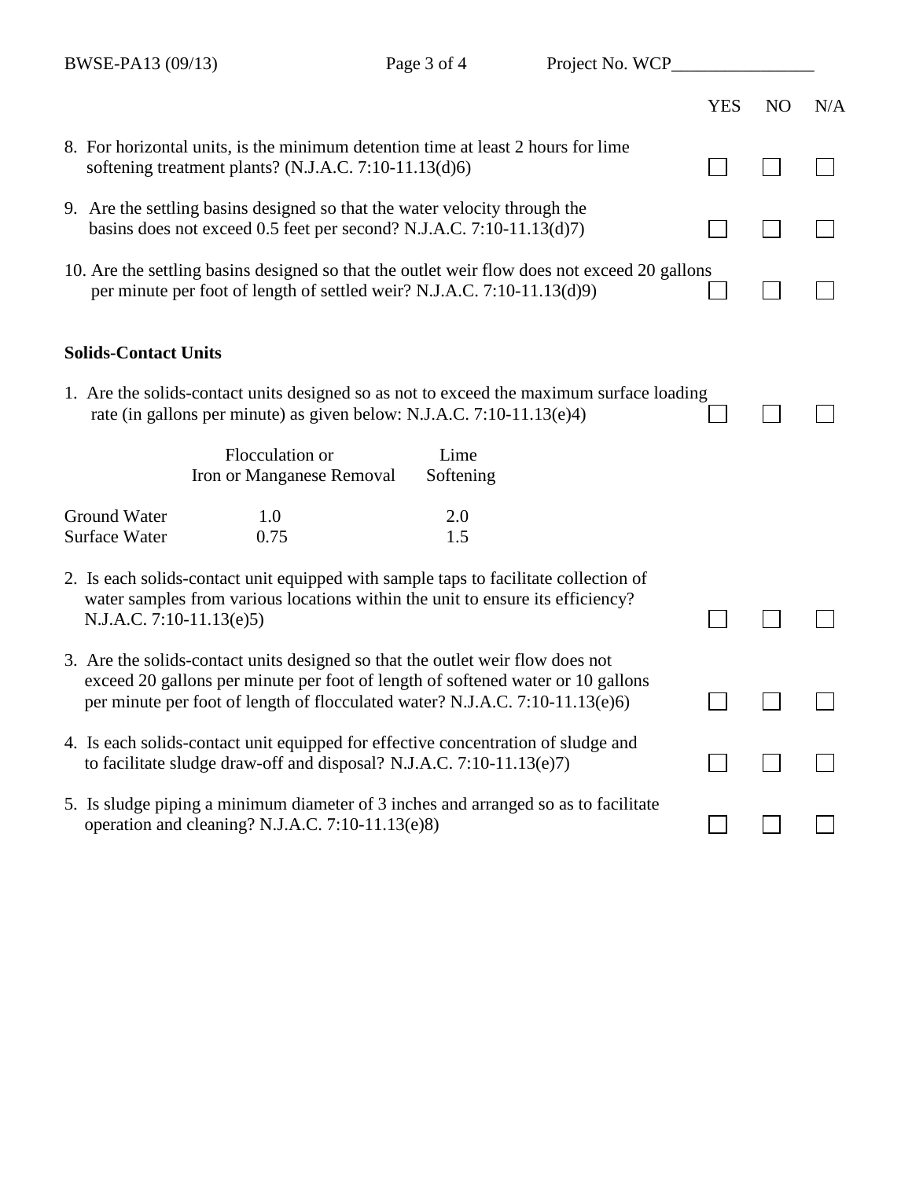| | YES | NO | N/A |
|---|---|---|---|
| 8. For horizontal units, is the minimum detention time at least 2 hours for lime softening treatment plants? (N.J.A.C. 7:10-11.13(d)6) | ☐ | ☐ | ☐ |
| 9. Are the settling basins designed so that the water velocity through the basins does not exceed 0.5 feet per second? N.J.A.C. 7:10-11.13(d)7) | ☐ | ☐ | ☐ |
| 10. Are the settling basins designed so that the outlet weir flow does not exceed 20 gallons per minute per foot of length of settled weir? N.J.A.C. 7:10-11.13(d)9) | ☐ | ☐ | ☐ |

**Solids-Contact Units**

| | YES | NO | N/A |
|---|---|---|---|
| 1. Are the solids-contact units designed so as not to exceed the maximum surface loading rate (in gallons per minute) as given below: N.J.A.C. 7:10-11.13(e)4) | ☐ | ☐ | ☐ |

| | Flocculation or Iron or Manganese Removal | Lime Softening |
|---|---|---|
| Ground Water | 1.0 | 2.0 |
| Surface Water | 0.75 | 1.5 |

| | YES | NO | N/A |
|---|---|---|---|
| 2. Is each solids-contact unit equipped with sample taps to facilitate collection of water samples from various locations within the unit to ensure its efficiency? N.J.A.C. 7:10-11.13(e)5) | ☐ | ☐ | ☐ |
| 3. Are the solids-contact units designed so that the outlet weir flow does not exceed 20 gallons per minute per foot of length of softened water or 10 gallons per minute per foot of length of flocculated water? N.J.A.C. 7:10-11.13(e)6) | ☐ | ☐ | ☐ |
| 4. Is each solids-contact unit equipped for effective concentration of sludge and to facilitate sludge draw-off and disposal? N.J.A.C. 7:10-11.13(e)7) | ☐ | ☐ | ☐ |
| 5. Is sludge piping a minimum diameter of 3 inches and arranged so as to facilitate operation and cleaning? N.J.A.C. 7:10-11.13(e)8) | ☐ | ☐ | ☐ |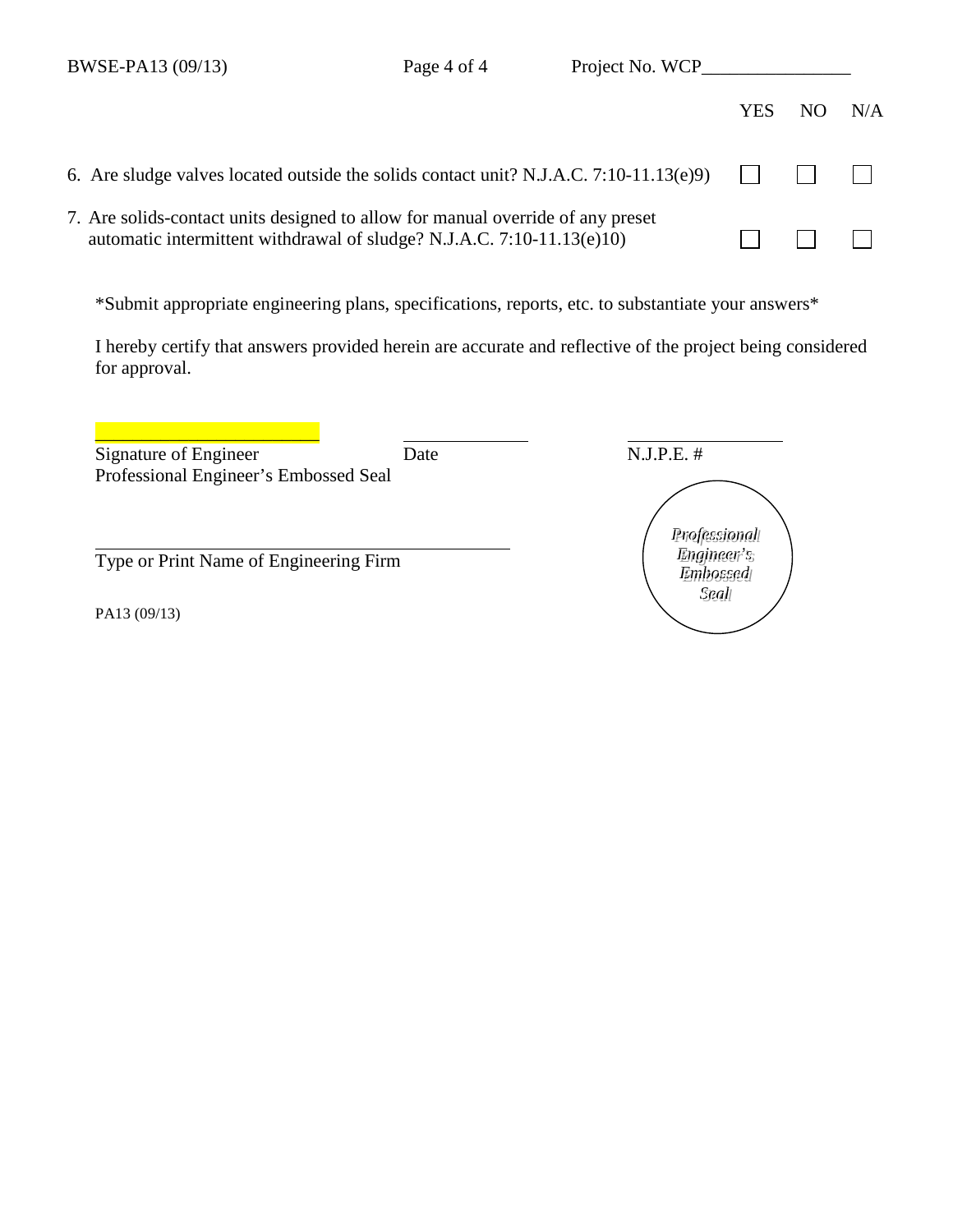Project No. WCP________________

| | YES | NO | N/A |
|---|---|---|---|
| 6. Are sludge valves located outside the solids contact unit? N.J.A.C. 7:10-11.13(e)9) | ☐ | ☐ | ☐ |
| 7. Are solids-contact units designed to allow for manual override of any preset automatic intermittent withdrawal of sludge? N.J.A.C. 7:10-11.13(e)10) | ☐ | ☐ | ☐ |

*Submit appropriate engineering plans, specifications, reports, etc. to substantiate your answers*

I hereby certify that answers provided herein are accurate and reflective of the project being considered for approval.

______________________ ______________ __________________

Signature of Engineer Date N.J.P.E. #

Professional Engineer's Embossed Seal

______________________________________________

Type or Print Name of Engineering Firm

Professional Engineer's Embossed Seal

PA13 (09/13)